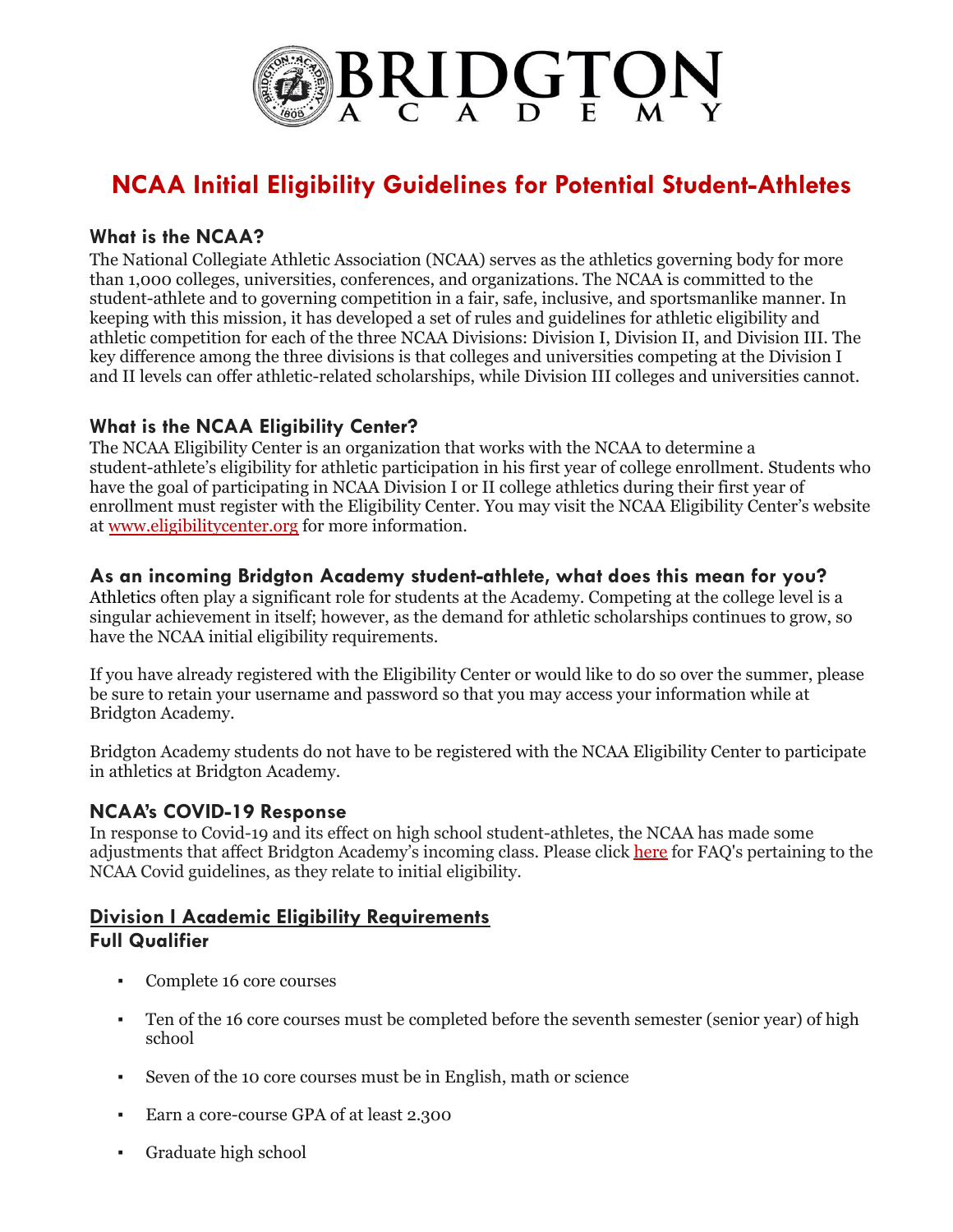# BRIDGTON ACADEMY

# NCAA Initial Eligibility Guidelines for Potential Student-Athletes

### What is the NCAA?

The National Collegiate Athletic Association (NCAA) serves as the athletics governing body for more than 1,000 colleges, universities, conferences, and organizations. The NCAA is committed to the student-athlete and to governing competition in a fair, safe, inclusive, and sportsmanlike manner. In keeping with this mission, it has developed a set of rules and guidelines for athletic eligibility and athletic competition for each of the three NCAA Divisions: Division I, Division II, and Division III. The key difference among the three divisions is that colleges and universities competing at the Division I and II levels can offer athletic-related scholarships, while Division III colleges and universities cannot.

### What is the NCAA Eligibility Center?

The NCAA Eligibility Center is an organization that works with the NCAA to determine a student-athlete's eligibility for athletic participation in his first year of college enrollment. Students who have the goal of participating in NCAA Division I or II college athletics during their first year of enrollment must register with the Eligibility Center. You may visit the NCAA Eligibility Center's website at [www.eligibilitycenter.org](http://www.eligibilitycenter.org) for more information.

### As an incoming Bridgton Academy student-athlete, what does this mean for you?

Athletics often play a significant role for students at the Academy. Competing at the college level is a singular achievement in itself; however, as the demand for athletic scholarships continues to grow, so have the NCAA initial eligibility requirements.

If you have already registered with the Eligibility Center or would like to do so over the summer, please be sure to retain your username and password so that you may access your information while at Bridgton Academy.

Bridgton Academy students do not have to be registered with the NCAA Eligibility Center to participate in athletics at Bridgton Academy.

### NCAA's COVID-19 Response

In response to Covid-19 and its effect on high school student-athletes, the NCAA has made some adjustments that affect Bridgton Academy's incoming class. Please click here for FAQ's pertaining to the NCAA Covid guidelines, as they relate to initial eligibility.

### Division I Academic Eligibility Requirements

**Full Qualifier**

- Complete 16 core courses
- Ten of the 16 core courses must be completed before the seventh semester (senior year) of high school
- Seven of the 10 core courses must be in English, math or science
- Earn a core-course GPA of at least 2.300
- Graduate high school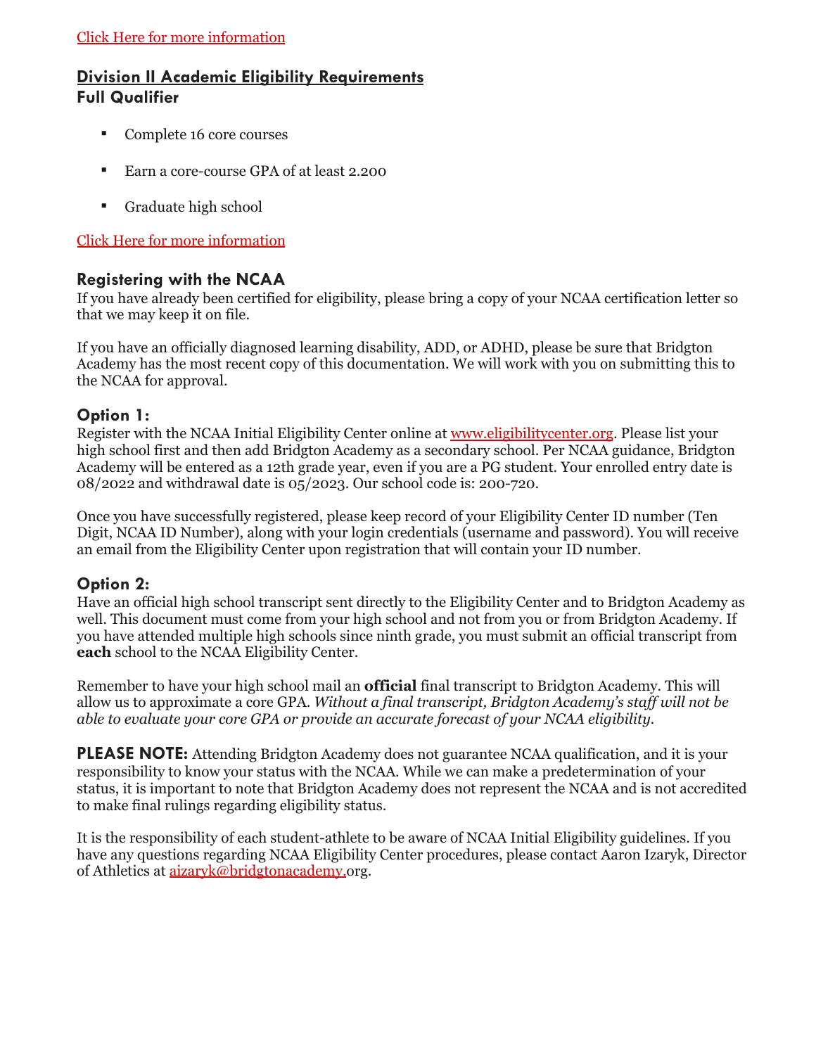Click Here for more information

## Division II Academic Eligibility Requirements

### Full Qualifier

- Complete 16 core courses
- Earn a core-course GPA of at least 2.200
- Graduate high school

Click Here for more information

### Registering with the NCAA

If you have already been certified for eligibility, please bring a copy of your NCAA certification letter so that we may keep it on file.

If you have an officially diagnosed learning disability, ADD, or ADHD, please be sure that Bridgton Academy has the most recent copy of this documentation. We will work with you on submitting this to the NCAA for approval.

### Option 1:

Register with the NCAA Initial Eligibility Center online at www.eligibilitycenter.org. Please list your high school first and then add Bridgton Academy as a secondary school. Per NCAA guidance, Bridgton Academy will be entered as a 12th grade year, even if you are a PG student. Your enrolled entry date is 08/2022 and withdrawal date is 05/2023. Our school code is: 200-720.

Once you have successfully registered, please keep record of your Eligibility Center ID number (Ten Digit, NCAA ID Number), along with your login credentials (username and password). You will receive an email from the Eligibility Center upon registration that will contain your ID number.

### Option 2:

Have an official high school transcript sent directly to the Eligibility Center and to Bridgton Academy as well. This document must come from your high school and not from you or from Bridgton Academy. If you have attended multiple high schools since ninth grade, you must submit an official transcript from **each** school to the NCAA Eligibility Center.

Remember to have your high school mail an **official** final transcript to Bridgton Academy. This will allow us to approximate a core GPA. *Without a final transcript, Bridgton Academy's staff will not be able to evaluate your core GPA or provide an accurate forecast of your NCAA eligibility.*

**PLEASE NOTE:** Attending Bridgton Academy does not guarantee NCAA qualification, and it is your responsibility to know your status with the NCAA. While we can make a predetermination of your status, it is important to note that Bridgton Academy does not represent the NCAA and is not accredited to make final rulings regarding eligibility status.

It is the responsibility of each student-athlete to be aware of NCAA Initial Eligibility guidelines. If you have any questions regarding NCAA Eligibility Center procedures, please contact Aaron Izaryk, Director of Athletics at aizaryk@bridgtonacademy.org.